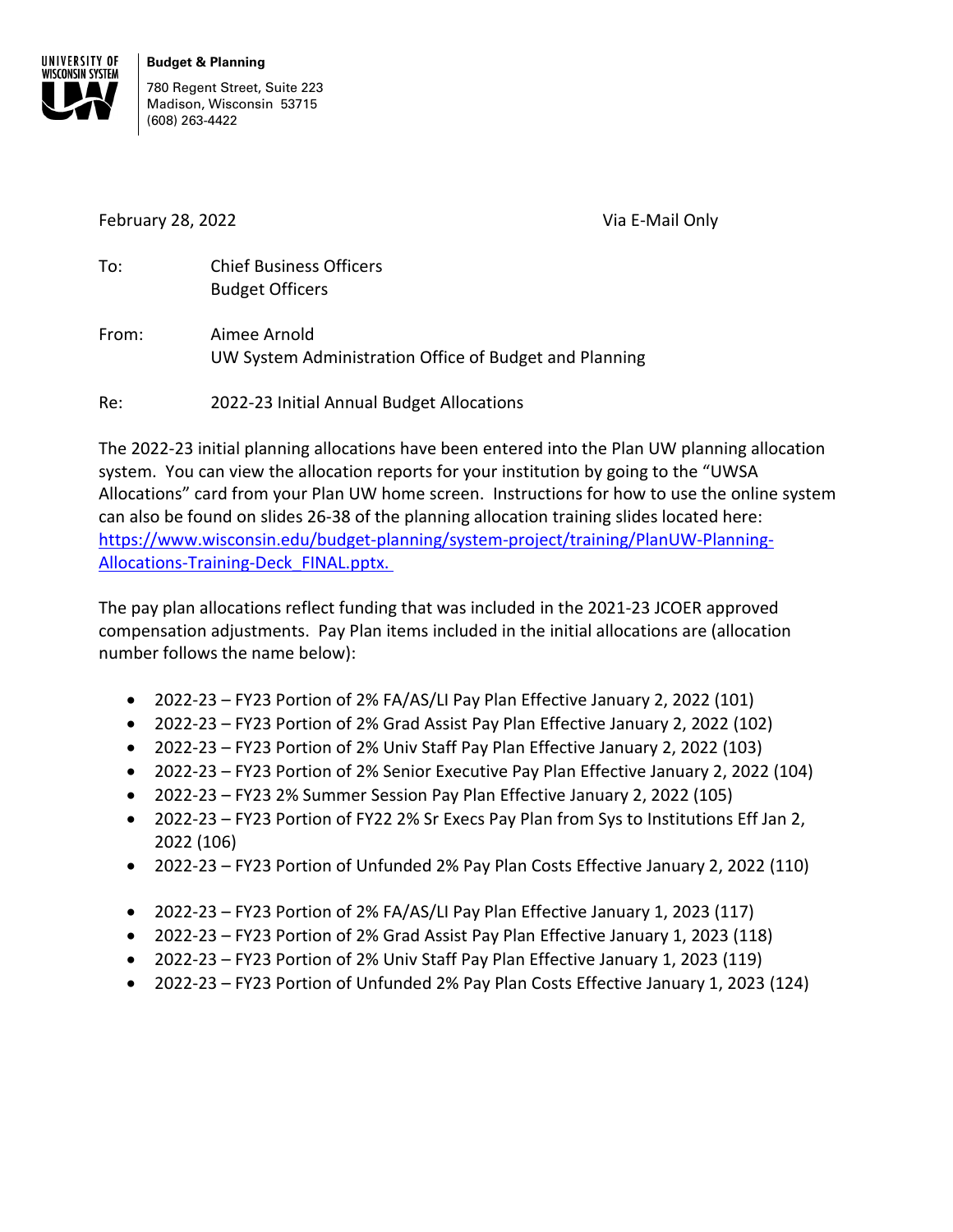UNIVERSITY OF WISCONSIN SYSTEM

**Budget & Planning**

780 Regent Street, Suite 223
Madison, Wisconsin 53715
(608) 263-4422

February 28, 2022 Via E-Mail Only

To: Chief Business Officers
Budget Officers

From: Aimee Arnold
UW System Administration Office of Budget and Planning

Re: 2022-23 Initial Annual Budget Allocations

The 2022-23 initial planning allocations have been entered into the Plan UW planning allocation system. You can view the allocation reports for your institution by going to the "UWSA Allocations" card from your Plan UW home screen. Instructions for how to use the online system can also be found on slides 26-38 of the planning allocation training slides located here: [https://www.wisconsin.edu/budget-planning/system-project/training/PlanUW-Planning-Allocations-Training-Deck_FINAL.pptx.](https://www.wisconsin.edu/budget-planning/system-project/training/PlanUW-Planning-Allocations-Training-Deck_FINAL.pptx)

The pay plan allocations reflect funding that was included in the 2021-23 JCOER approved compensation adjustments. Pay Plan items included in the initial allocations are (allocation number follows the name below):

- 2022-23 – FY23 Portion of 2% FA/AS/LI Pay Plan Effective January 2, 2022 (101)
- 2022-23 – FY23 Portion of 2% Grad Assist Pay Plan Effective January 2, 2022 (102)
- 2022-23 – FY23 Portion of 2% Univ Staff Pay Plan Effective January 2, 2022 (103)
- 2022-23 – FY23 Portion of 2% Senior Executive Pay Plan Effective January 2, 2022 (104)
- 2022-23 – FY23 2% Summer Session Pay Plan Effective January 2, 2022 (105)
- 2022-23 – FY23 Portion of FY22 2% Sr Execs Pay Plan from Sys to Institutions Eff Jan 2, 2022 (106)
- 2022-23 – FY23 Portion of Unfunded 2% Pay Plan Costs Effective January 2, 2022 (110)

- 2022-23 – FY23 Portion of 2% FA/AS/LI Pay Plan Effective January 1, 2023 (117)
- 2022-23 – FY23 Portion of 2% Grad Assist Pay Plan Effective January 1, 2023 (118)
- 2022-23 – FY23 Portion of 2% Univ Staff Pay Plan Effective January 1, 2023 (119)
- 2022-23 – FY23 Portion of Unfunded 2% Pay Plan Costs Effective January 1, 2023 (124)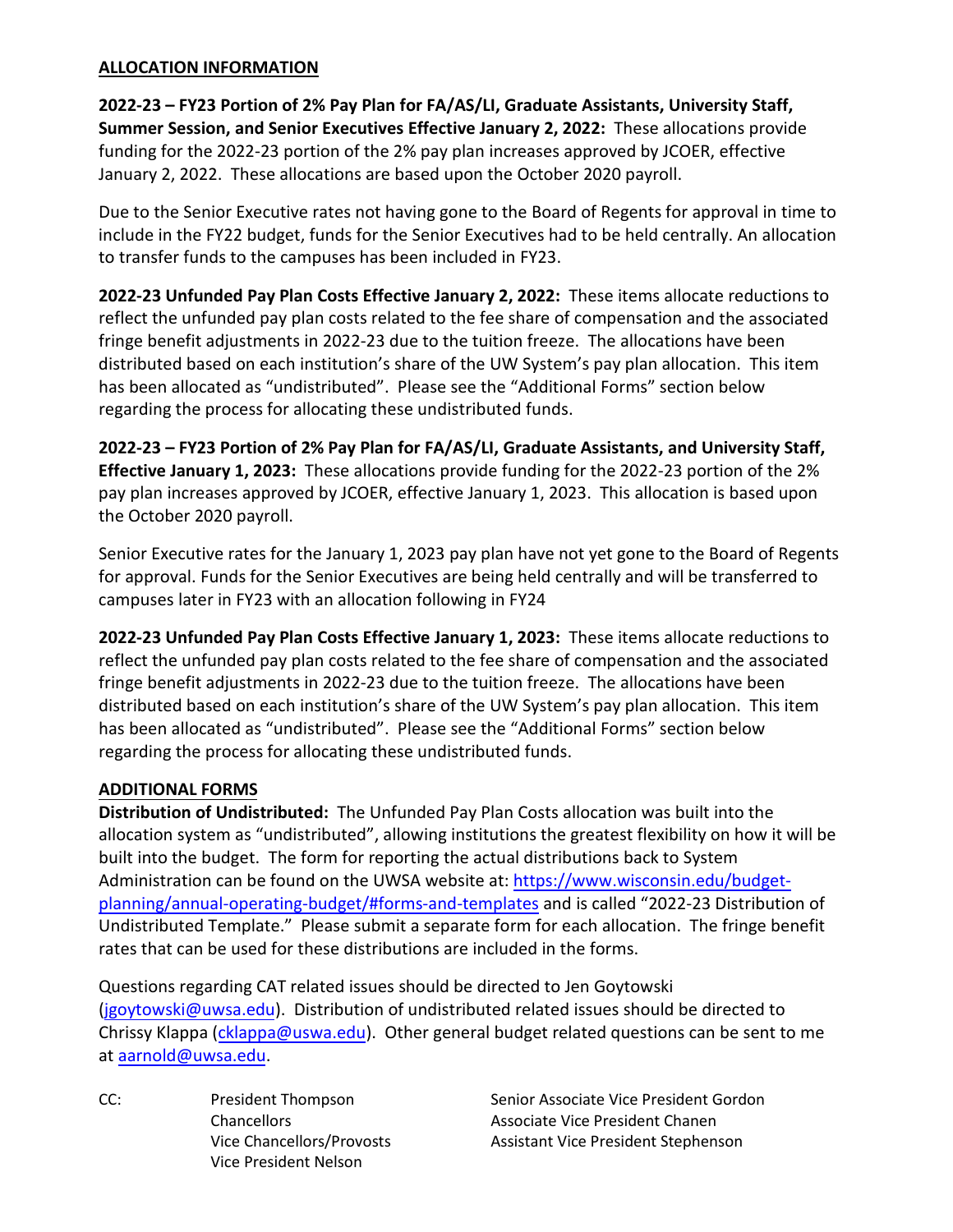**ALLOCATION INFORMATION**

**2022-23 – FY23 Portion of 2% Pay Plan for FA/AS/LI, Graduate Assistants, University Staff, Summer Session, and Senior Executives Effective January 2, 2022:** These allocations provide funding for the 2022-23 portion of the 2% pay plan increases approved by JCOER, effective January 2, 2022. These allocations are based upon the October 2020 payroll.

Due to the Senior Executive rates not having gone to the Board of Regents for approval in time to include in the FY22 budget, funds for the Senior Executives had to be held centrally. An allocation to transfer funds to the campuses has been included in FY23.

**2022-23 Unfunded Pay Plan Costs Effective January 2, 2022:** These items allocate reductions to reflect the unfunded pay plan costs related to the fee share of compensation and the associated fringe benefit adjustments in 2022-23 due to the tuition freeze. The allocations have been distributed based on each institution's share of the UW System's pay plan allocation. This item has been allocated as "undistributed". Please see the "Additional Forms" section below regarding the process for allocating these undistributed funds.

**2022-23 – FY23 Portion of 2% Pay Plan for FA/AS/LI, Graduate Assistants, and University Staff, Effective January 1, 2023:** These allocations provide funding for the 2022-23 portion of the 2% pay plan increases approved by JCOER, effective January 1, 2023. This allocation is based upon the October 2020 payroll.

Senior Executive rates for the January 1, 2023 pay plan have not yet gone to the Board of Regents for approval. Funds for the Senior Executives are being held centrally and will be transferred to campuses later in FY23 with an allocation following in FY24

**2022-23 Unfunded Pay Plan Costs Effective January 1, 2023:** These items allocate reductions to reflect the unfunded pay plan costs related to the fee share of compensation and the associated fringe benefit adjustments in 2022-23 due to the tuition freeze. The allocations have been distributed based on each institution's share of the UW System's pay plan allocation. This item has been allocated as "undistributed". Please see the "Additional Forms" section below regarding the process for allocating these undistributed funds.

**ADDITIONAL FORMS**

**Distribution of Undistributed:** The Unfunded Pay Plan Costs allocation was built into the allocation system as "undistributed", allowing institutions the greatest flexibility on how it will be built into the budget. The form for reporting the actual distributions back to System Administration can be found on the UWSA website at: https://www.wisconsin.edu/budget-planning/annual-operating-budget/#forms-and-templates and is called "2022-23 Distribution of Undistributed Template." Please submit a separate form for each allocation. The fringe benefit rates that can be used for these distributions are included in the forms.

Questions regarding CAT related issues should be directed to Jen Goytowski (jgoytowski@uwsa.edu). Distribution of undistributed related issues should be directed to Chrissy Klappa (cklappa@uswa.edu). Other general budget related questions can be sent to me at aarnold@uwsa.edu.

CC:
President Thompson
Chancellors
Vice Chancellors/Provosts
Vice President Nelson
Senior Associate Vice President Gordon
Associate Vice President Chanen
Assistant Vice President Stephenson